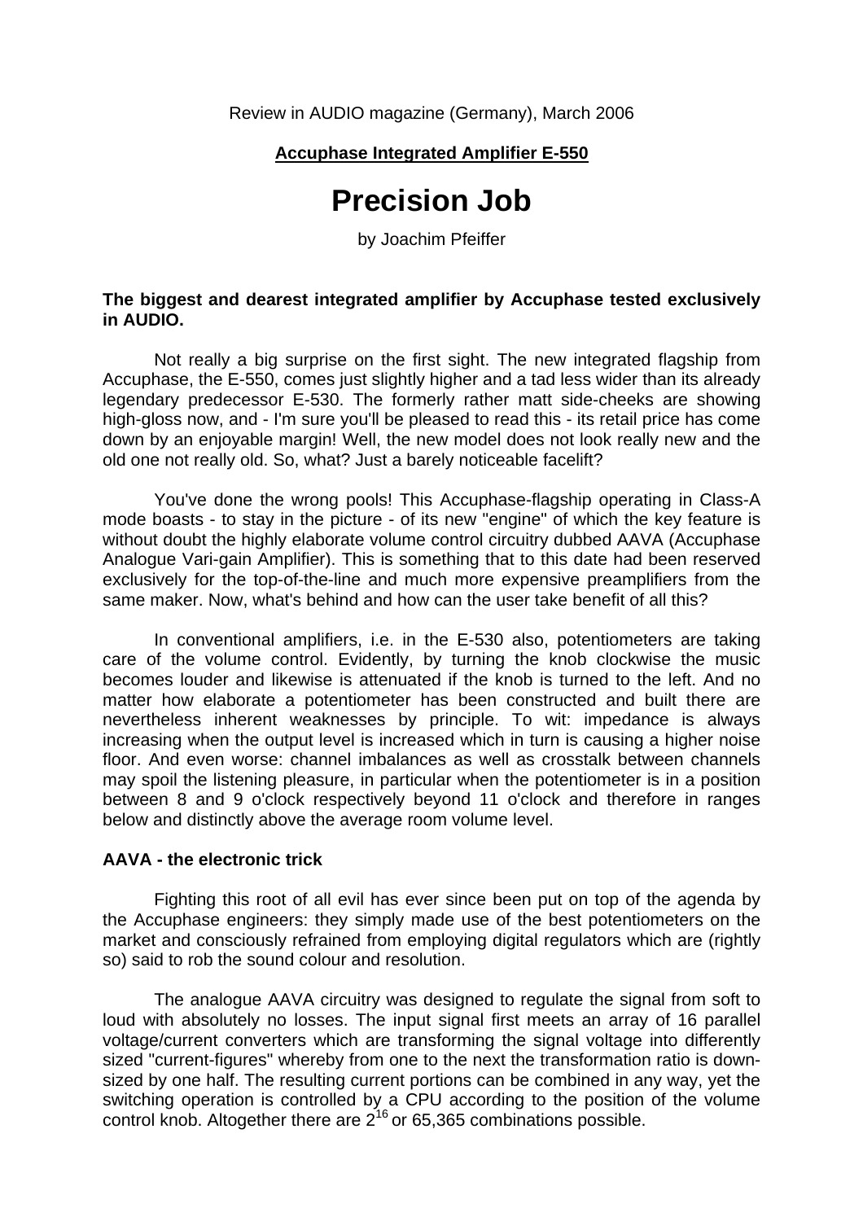Review in AUDIO magazine (Germany), March 2006

**Accuphase Integrated Amplifier E-550**

# Precision Job

by Joachim Pfeiffer

**The biggest and dearest integrated amplifier by Accuphase tested exclusively in AUDIO.**

Not really a big surprise on the first sight. The new integrated flagship from Accuphase, the E-550, comes just slightly higher and a tad less wider than its already legendary predecessor E-530. The formerly rather matt side-cheeks are showing high-gloss now, and - I'm sure you'll be pleased to read this - its retail price has come down by an enjoyable margin! Well, the new model does not look really new and the old one not really old. So, what? Just a barely noticeable facelift?

You've done the wrong pools! This Accuphase-flagship operating in Class-A mode boasts - to stay in the picture - of its new "engine" of which the key feature is without doubt the highly elaborate volume control circuitry dubbed AAVA (Accuphase Analogue Vari-gain Amplifier). This is something that to this date had been reserved exclusively for the top-of-the-line and much more expensive preamplifiers from the same maker. Now, what's behind and how can the user take benefit of all this?

In conventional amplifiers, i.e. in the E-530 also, potentiometers are taking care of the volume control. Evidently, by turning the knob clockwise the music becomes louder and likewise is attenuated if the knob is turned to the left. And no matter how elaborate a potentiometer has been constructed and built there are nevertheless inherent weaknesses by principle. To wit: impedance is always increasing when the output level is increased which in turn is causing a higher noise floor. And even worse: channel imbalances as well as crosstalk between channels may spoil the listening pleasure, in particular when the potentiometer is in a position between 8 and 9 o'clock respectively beyond 11 o'clock and therefore in ranges below and distinctly above the average room volume level.

**AAVA - the electronic trick**

Fighting this root of all evil has ever since been put on top of the agenda by the Accuphase engineers: they simply made use of the best potentiometers on the market and consciously refrained from employing digital regulators which are (rightly so) said to rob the sound colour and resolution.

The analogue AAVA circuitry was designed to regulate the signal from soft to loud with absolutely no losses. The input signal first meets an array of 16 parallel voltage/current converters which are transforming the signal voltage into differently sized "current-figures" whereby from one to the next the transformation ratio is down-sized by one half. The resulting current portions can be combined in any way, yet the switching operation is controlled by a CPU according to the position of the volume control knob. Altogether there are $2^{16}$ or 65,365 combinations possible.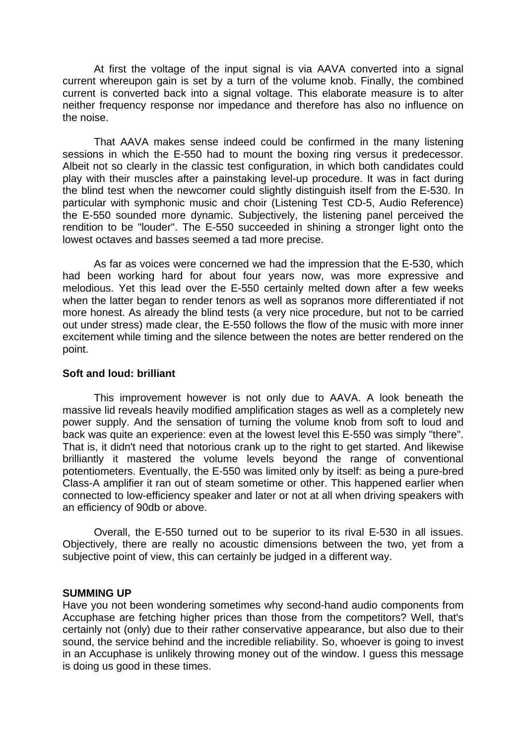At first the voltage of the input signal is via AAVA converted into a signal current whereupon gain is set by a turn of the volume knob. Finally, the combined current is converted back into a signal voltage. This elaborate measure is to alter neither frequency response nor impedance and therefore has also no influence on the noise.

That AAVA makes sense indeed could be confirmed in the many listening sessions in which the E-550 had to mount the boxing ring versus it predecessor. Albeit not so clearly in the classic test configuration, in which both candidates could play with their muscles after a painstaking level-up procedure. It was in fact during the blind test when the newcomer could slightly distinguish itself from the E-530. In particular with symphonic music and choir (Listening Test CD-5, Audio Reference) the E-550 sounded more dynamic. Subjectively, the listening panel perceived the rendition to be "louder". The E-550 succeeded in shining a stronger light onto the lowest octaves and basses seemed a tad more precise.

As far as voices were concerned we had the impression that the E-530, which had been working hard for about four years now, was more expressive and melodious. Yet this lead over the E-550 certainly melted down after a few weeks when the latter began to render tenors as well as sopranos more differentiated if not more honest. As already the blind tests (a very nice procedure, but not to be carried out under stress) made clear, the E-550 follows the flow of the music with more inner excitement while timing and the silence between the notes are better rendered on the point.

**Soft and loud: brilliant**

This improvement however is not only due to AAVA. A look beneath the massive lid reveals heavily modified amplification stages as well as a completely new power supply. And the sensation of turning the volume knob from soft to loud and back was quite an experience: even at the lowest level this E-550 was simply "there". That is, it didn't need that notorious crank up to the right to get started. And likewise brilliantly it mastered the volume levels beyond the range of conventional potentiometers. Eventually, the E-550 was limited only by itself: as being a pure-bred Class-A amplifier it ran out of steam sometime or other. This happened earlier when connected to low-efficiency speaker and later or not at all when driving speakers with an efficiency of 90db or above.

Overall, the E-550 turned out to be superior to its rival E-530 in all issues. Objectively, there are really no acoustic dimensions between the two, yet from a subjective point of view, this can certainly be judged in a different way.

**SUMMING UP**

Have you not been wondering sometimes why second-hand audio components from Accuphase are fetching higher prices than those from the competitors? Well, that's certainly not (only) due to their rather conservative appearance, but also due to their sound, the service behind and the incredible reliability. So, whoever is going to invest in an Accuphase is unlikely throwing money out of the window. I guess this message is doing us good in these times.